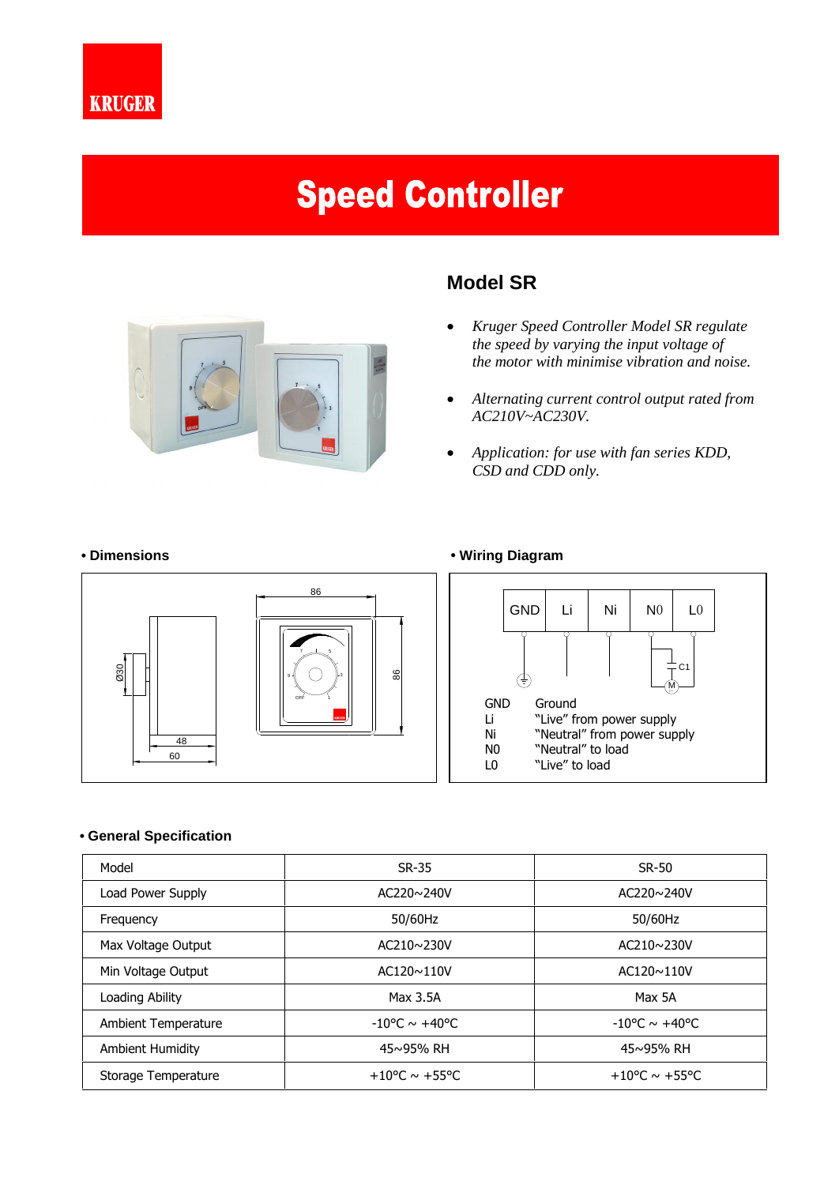KRUGER

# Speed Controller

## Model SR

- *Kruger Speed Controller Model SR regulate the speed by varying the input voltage of the motor with minimise vibration and noise.*
- *Alternating current control output rated from AC210V~AC230V.*
- *Application: for use with fan series KDD, CSD and CDD only.*

**• Dimensions**

**• Wiring Diagram**

| GND | Li | Ni | N0 | L0 |
|---|---|---|---|---|

GND Ground
Li "Live" from power supply
Ni "Neutral" from power supply
N0 "Neutral" to load
L0 "Live" to load

**• General Specification**

| Model | SR-35 | SR-50 |
|---|---|---|
| Load Power Supply | AC220~240V | AC220~240V |
| Frequency | 50/60Hz | 50/60Hz |
| Max Voltage Output | AC210~230V | AC210~230V |
| Min Voltage Output | AC120~110V | AC120~110V |
| Loading Ability | Max 3.5A | Max 5A |
| Ambient Temperature | -10°C ~ +40°C | -10°C ~ +40°C |
| Ambient Humidity | 45~95% RH | 45~95% RH |
| Storage Temperature | +10°C ~ +55°C | +10°C ~ +55°C |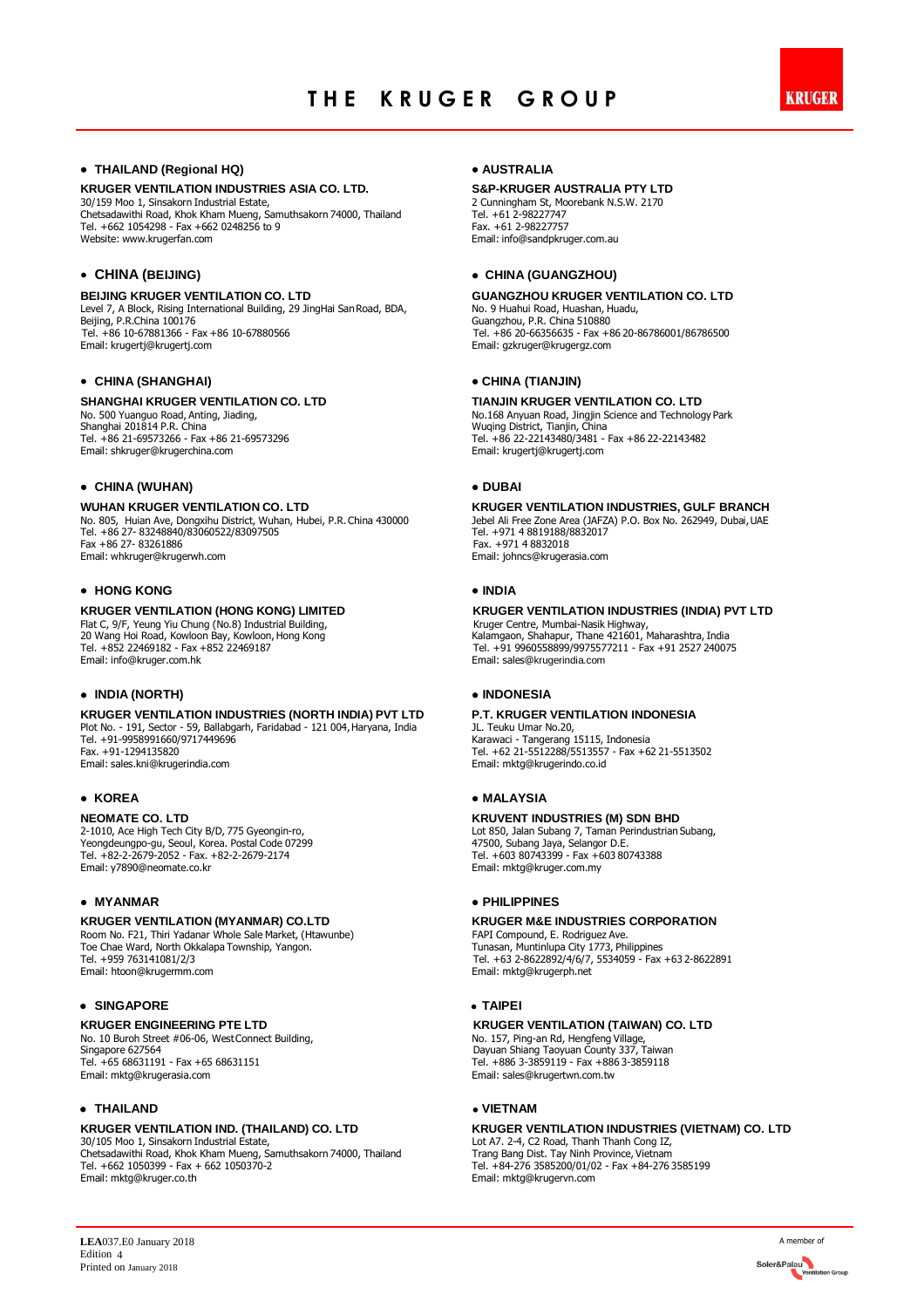# THE KRUGER GROUP

KRUGER

## ● THAILAND (Regional HQ)

**KRUGER VENTILATION INDUSTRIES ASIA CO. LTD.**
30/159 Moo 1, Sinsakorn Industrial Estate,
Chetsadawithi Road, Khok Kham Mueng, Samuthsakorn 74000, Thailand
Tel. +662 1054298 - Fax +662 0248256 to 9
Website: www.krugerfan.com

## ● CHINA (BEIJING)

**BEIJING KRUGER VENTILATION CO. LTD**
Level 7, A Block, Rising International Building, 29 JingHai San Road, BDA,
Beijing, P.R.China 100176
Tel. +86 10-67881366 - Fax +86 10-67880566
Email: krugertj@krugertj.com

## ● CHINA (SHANGHAI)

**SHANGHAI KRUGER VENTILATION CO. LTD**
No. 500 Yuanguo Road, Anting, Jiading,
Shanghai 201814 P.R. China
Tel. +86 21-69573266 - Fax +86 21-69573296
Email: shkruger@krugerchina.com

## ● CHINA (WUHAN)

**WUHAN KRUGER VENTILATION CO. LTD**
No. 805, Huian Ave, Dongxihu District, Wuhan, Hubei, P.R. China 430000
Tel. +86 27- 83248840/83060522/83097505
Fax +86 27- 83261886
Email: whkruger@krugerwh.com

## ● HONG KONG

**KRUGER VENTILATION (HONG KONG) LIMITED**
Flat C, 9/F, Yeung Yiu Chung (No.8) Industrial Building,
20 Wang Hoi Road, Kowloon Bay, Kowloon, Hong Kong
Tel. +852 22469182 - Fax +852 22469187
Email: info@kruger.com.hk

## ● INDIA (NORTH)

**KRUGER VENTILATION INDUSTRIES (NORTH INDIA) PVT LTD**
Plot No. - 191, Sector - 59, Ballabgarh, Faridabad - 121 004, Haryana, India
Tel. +91-9958991660/9717449696
Fax. +91-1294135820
Email: sales.kni@krugerindia.com

## ● KOREA

**NEOMATE CO. LTD**
2-1010, Ace High Tech City B/D, 775 Gyeongin-ro,
Yeongdeungpo-gu, Seoul, Korea. Postal Code 07299
Tel. +82-2-2679-2052 - Fax. +82-2-2679-2174
Email: y7890@neomate.co.kr

## ● MYANMAR

**KRUGER VENTILATION (MYANMAR) CO.LTD**
Room No. F21, Thiri Yadanar Whole Sale Market, (Htawunbe)
Toe Chae Ward, North Okkalapa Township, Yangon.
Tel. +959 763141081/2/3
Email: htoon@krugermm.com

## ● SINGAPORE

**KRUGER ENGINEERING PTE LTD**
No. 10 Buroh Street #06-06, WestConnect Building,
Singapore 627564
Tel. +65 68631191 - Fax +65 68631151
Email: mktg@krugerasia.com

## ● THAILAND

**KRUGER VENTILATION IND. (THAILAND) CO. LTD**
30/105 Moo 1, Sinsakorn Industrial Estate,
Chetsadawithi Road, Khok Kham Mueng, Samuthsakorn 74000, Thailand
Tel. +662 1050399 - Fax + 662 1050370-2
Email: mktg@kruger.co.th

## ● AUSTRALIA

**S&P-KRUGER AUSTRALIA PTY LTD**
2 Cunningham St, Moorebank N.S.W. 2170
Tel. +61 2-98227747
Fax. +61 2-98227757
Email: info@sandpkruger.com.au

## ● CHINA (GUANGZHOU)

**GUANGZHOU KRUGER VENTILATION CO. LTD**
No. 9 Huahui Road, Huashan, Huadu,
Guangzhou, P.R. China 510880
Tel. +86 20-66356635 - Fax +86 20-86786001/86786500
Email: gzkruger@krugergz.com

## ● CHINA (TIANJIN)

**TIANJIN KRUGER VENTILATION CO. LTD**
No.168 Anyuan Road, Jingjin Science and Technology Park
Wuqing District, Tianjin, China
Tel. +86 22-22143480/3481 - Fax +86 22-22143482
Email: krugertj@krugertj.com

## ● DUBAI

**KRUGER VENTILATION INDUSTRIES, GULF BRANCH**
Jebel Ali Free Zone Area (JAFZA) P.O. Box No. 262949, Dubai, UAE
Tel. +971 4 8819188/8832017
Fax. +971 4 8832018
Email: johncs@krugerasia.com

## ● INDIA

**KRUGER VENTILATION INDUSTRIES (INDIA) PVT LTD**
Kruger Centre, Mumbai-Nasik Highway,
Kalamgaon, Shahapur, Thane 421601, Maharashtra, India
Tel. +91 9960558899/9975577211 - Fax +91 2527 240075
Email: sales@krugerindia.com

## ● INDONESIA

**P.T. KRUGER VENTILATION INDONESIA**
JL. Teuku Umar No.20,
Karawaci - Tangerang 15115, Indonesia
Tel. +62 21-5512288/5513557 - Fax +62 21-5513502
Email: mktg@krugerindo.co.id

## ● MALAYSIA

**KRUVENT INDUSTRIES (M) SDN BHD**
Lot 850, Jalan Subang 7, Taman Perindustrian Subang,
47500, Subang Jaya, Selangor D.E.
Tel. +603 80743399 - Fax +603 80743388
Email: mktg@kruger.com.my

## ● PHILIPPINES

**KRUGER M&E INDUSTRIES CORPORATION**
FAPI Compound, E. Rodriguez Ave.
Tunasan, Muntinlupa City 1773, Philippines
Tel. +63 2-8622892/4/6/7, 5534059 - Fax +63 2-8622891
Email: mktg@krugerph.net

## ● TAIPEI

**KRUGER VENTILATION (TAIWAN) CO. LTD**
No. 157, Ping-an Rd, Hengfeng Village,
Dayuan Shiang Taoyuan County 337, Taiwan
Tel. +886 3-3859119 - Fax +886 3-3859118
Email: sales@krugertwn.com.tw

## ● VIETNAM

**KRUGER VENTILATION INDUSTRIES (VIETNAM) CO. LTD**
Lot A7. 2-4, C2 Road, Thanh Thanh Cong IZ,
Trang Bang Dist. Tay Ninh Province, Vietnam
Tel. +84-276 3585200/01/02 - Fax +84-276 3585199
Email: mktg@krugervn.com

**LEA**037.E0 January 2018
Edition 4
Printed on January 2018

A member of Soler&Palau Ventilation Group